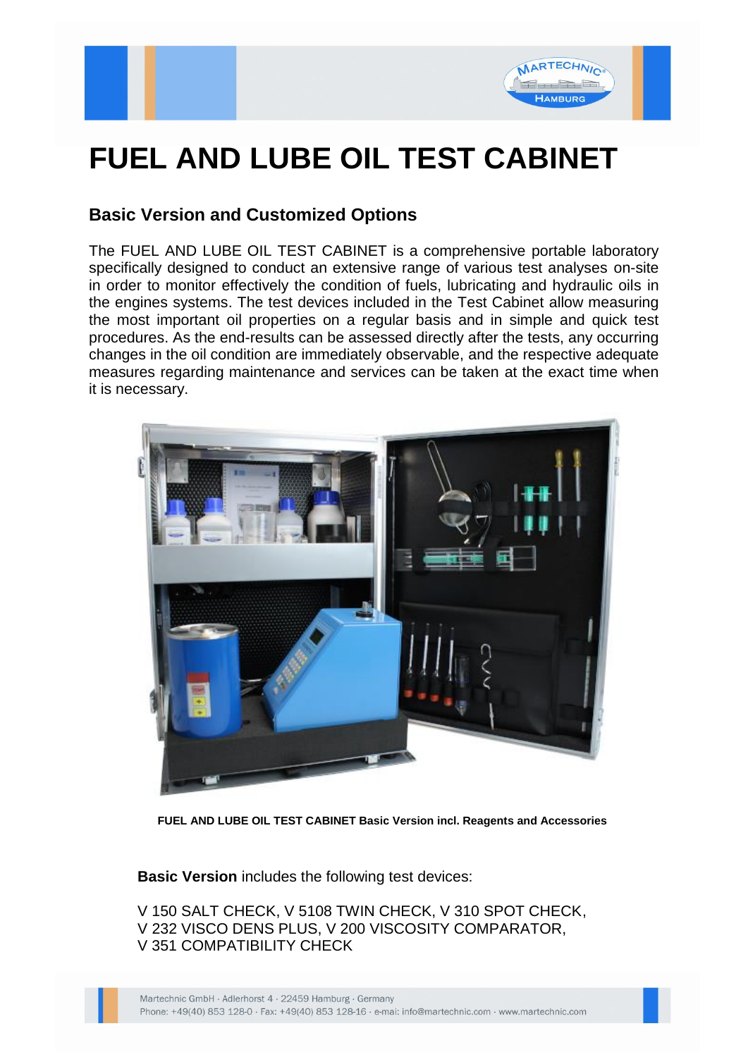# FUEL AND LUBE OIL TEST CABINET

## Basic Version and Customized Options

The FUEL AND LUBE OIL TEST CABINET is a comprehensive portable laboratory specifically designed to conduct an extensive range of various test analyses on-site in order to monitor effectively the condition of fuels, lubricating and hydraulic oils in the engines systems. The test devices included in the Test Cabinet allow measuring the most important oil properties on a regular basis and in simple and quick test procedures. As the end-results can be assessed directly after the tests, any occurring changes in the oil condition are immediately observable, and the respective adequate measures regarding maintenance and services can be taken at the exact time when it is necessary.

**FUEL AND LUBE OIL TEST CABINET Basic Version incl. Reagents and Accessories**

**Basic Version** includes the following test devices:

V 150 SALT CHECK, V 5108 TWIN CHECK, V 310 SPOT CHECK, V 232 VISCO DENS PLUS, V 200 VISCOSITY COMPARATOR, V 351 COMPATIBILITY CHECK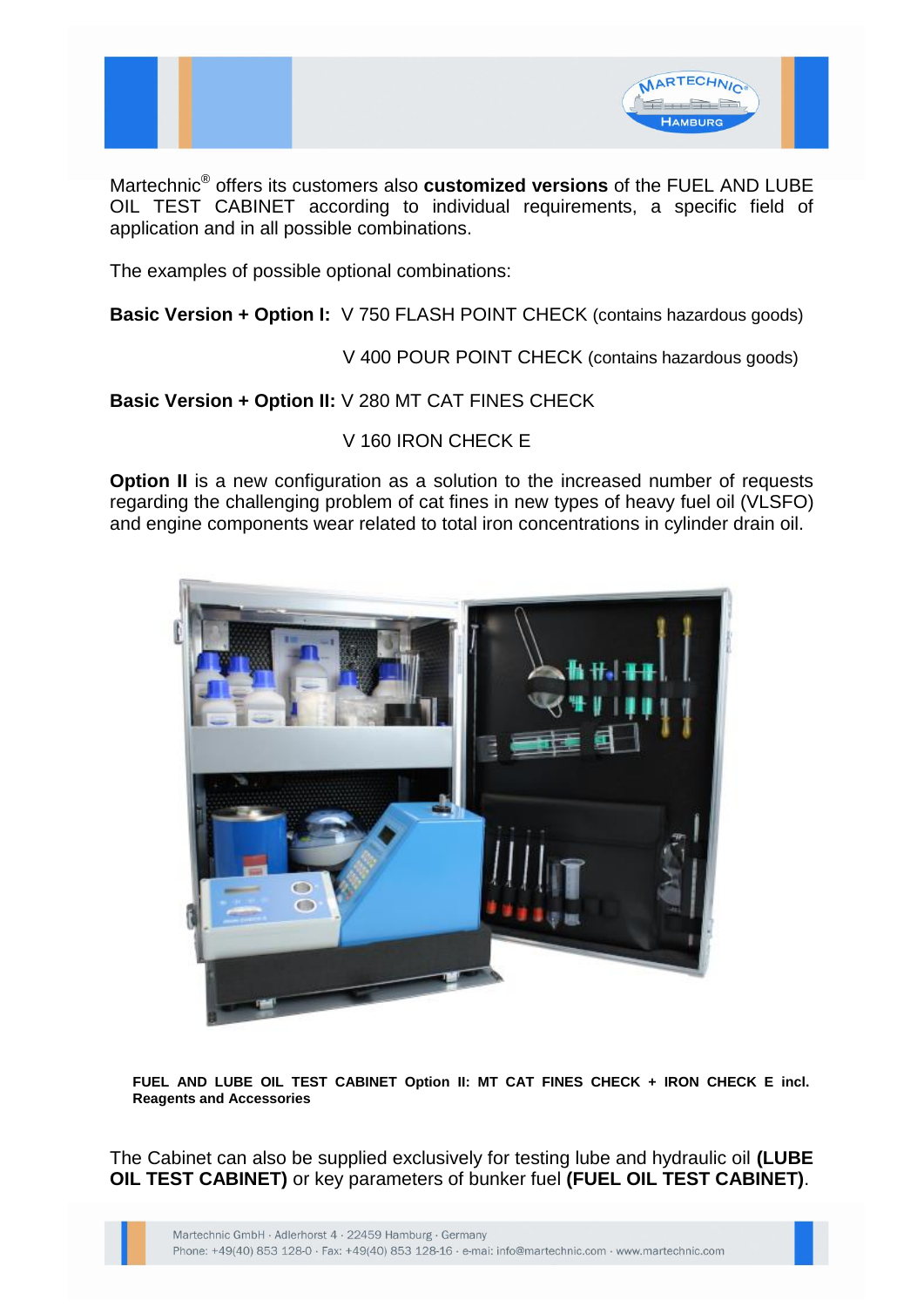Martechnic® offers its customers also **customized versions** of the FUEL AND LUBE OIL TEST CABINET according to individual requirements, a specific field of application and in all possible combinations.

The examples of possible optional combinations:

**Basic Version + Option I:** V 750 FLASH POINT CHECK (contains hazardous goods)

V 400 POUR POINT CHECK (contains hazardous goods)

**Basic Version + Option II:** V 280 MT CAT FINES CHECK

V 160 IRON CHECK E

**Option II** is a new configuration as a solution to the increased number of requests regarding the challenging problem of cat fines in new types of heavy fuel oil (VLSFO) and engine components wear related to total iron concentrations in cylinder drain oil.

**FUEL AND LUBE OIL TEST CABINET Option II: MT CAT FINES CHECK + IRON CHECK E incl. Reagents and Accessories**

The Cabinet can also be supplied exclusively for testing lube and hydraulic oil **(LUBE OIL TEST CABINET)** or key parameters of bunker fuel **(FUEL OIL TEST CABINET)**.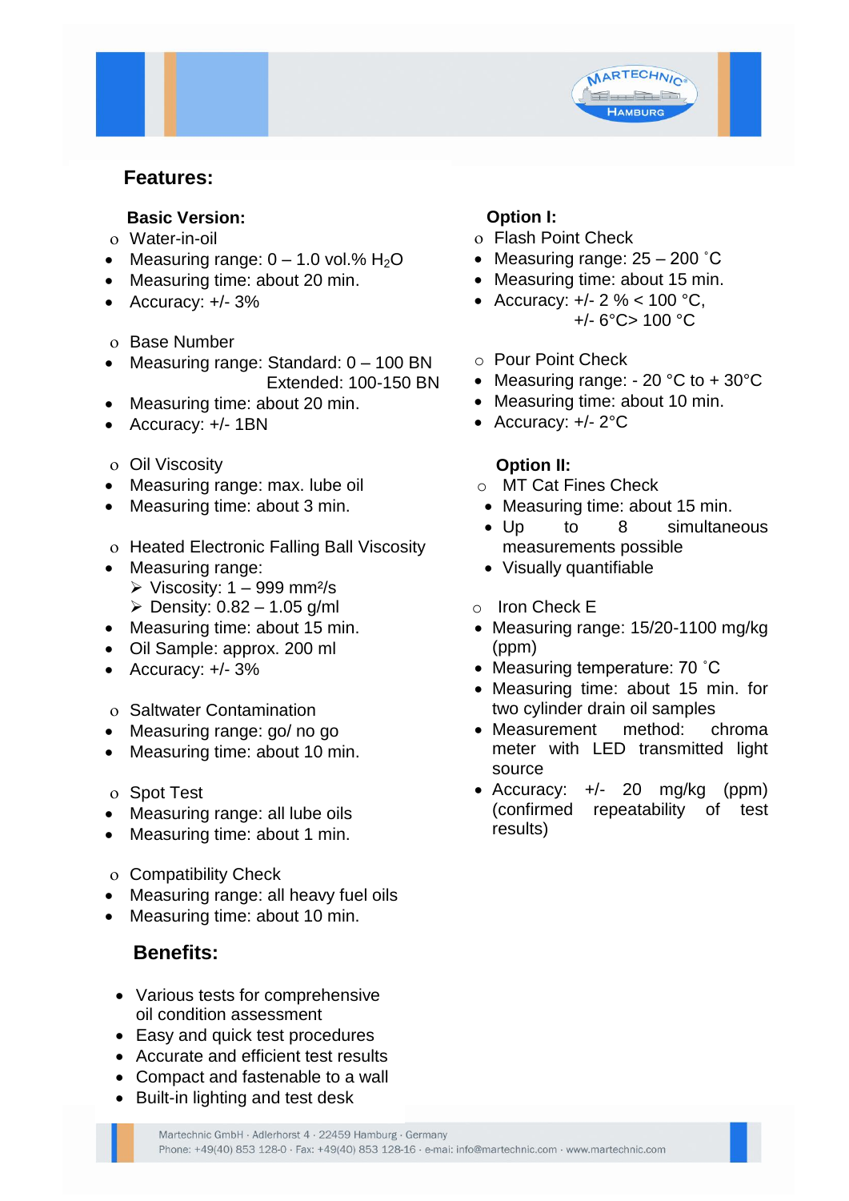## Features:

### Basic Version:

- Water-in-oil
  - Measuring range: 0 – 1.0 vol.% $H_2O$
  - Measuring time: about 20 min.
  - Accuracy: +/- 3%

- Base Number
  - Measuring range: Standard: 0 – 100 BN
    Extended: 100-150 BN
  - Measuring time: about 20 min.
  - Accuracy: +/- 1BN

- Oil Viscosity
  - Measuring range: max. lube oil
  - Measuring time: about 3 min.

- Heated Electronic Falling Ball Viscosity
  - Measuring range:
    - Viscosity: 1 – 999 mm²/s
    - Density: 0.82 – 1.05 g/ml
  - Measuring time: about 15 min.
  - Oil Sample: approx. 200 ml
  - Accuracy: +/- 3%

- Saltwater Contamination
  - Measuring range: go/ no go
  - Measuring time: about 10 min.

- Spot Test
  - Measuring range: all lube oils
  - Measuring time: about 1 min.

- Compatibility Check
  - Measuring range: all heavy fuel oils
  - Measuring time: about 10 min.

### Option I:

- Flash Point Check
  - Measuring range: 25 – 200 ˚C
  - Measuring time: about 15 min.
  - Accuracy: +/- 2 % < 100 °C,
    +/- 6°C> 100 °C

- Pour Point Check
  - Measuring range: - 20 °C to + 30°C
  - Measuring time: about 10 min.
  - Accuracy: +/- 2°C

### Option II:

- MT Cat Fines Check
  - Measuring time: about 15 min.
  - Up to 8 simultaneous measurements possible
  - Visually quantifiable

- Iron Check E
  - Measuring range: 15/20-1100 mg/kg (ppm)
  - Measuring temperature: 70 ˚C
  - Measuring time: about 15 min. for two cylinder drain oil samples
  - Measurement method: chroma meter with LED transmitted light source
  - Accuracy: +/- 20 mg/kg (ppm) (confirmed repeatability of test results)

## Benefits:

- Various tests for comprehensive oil condition assessment
- Easy and quick test procedures
- Accurate and efficient test results
- Compact and fastenable to a wall
- Built-in lighting and test desk